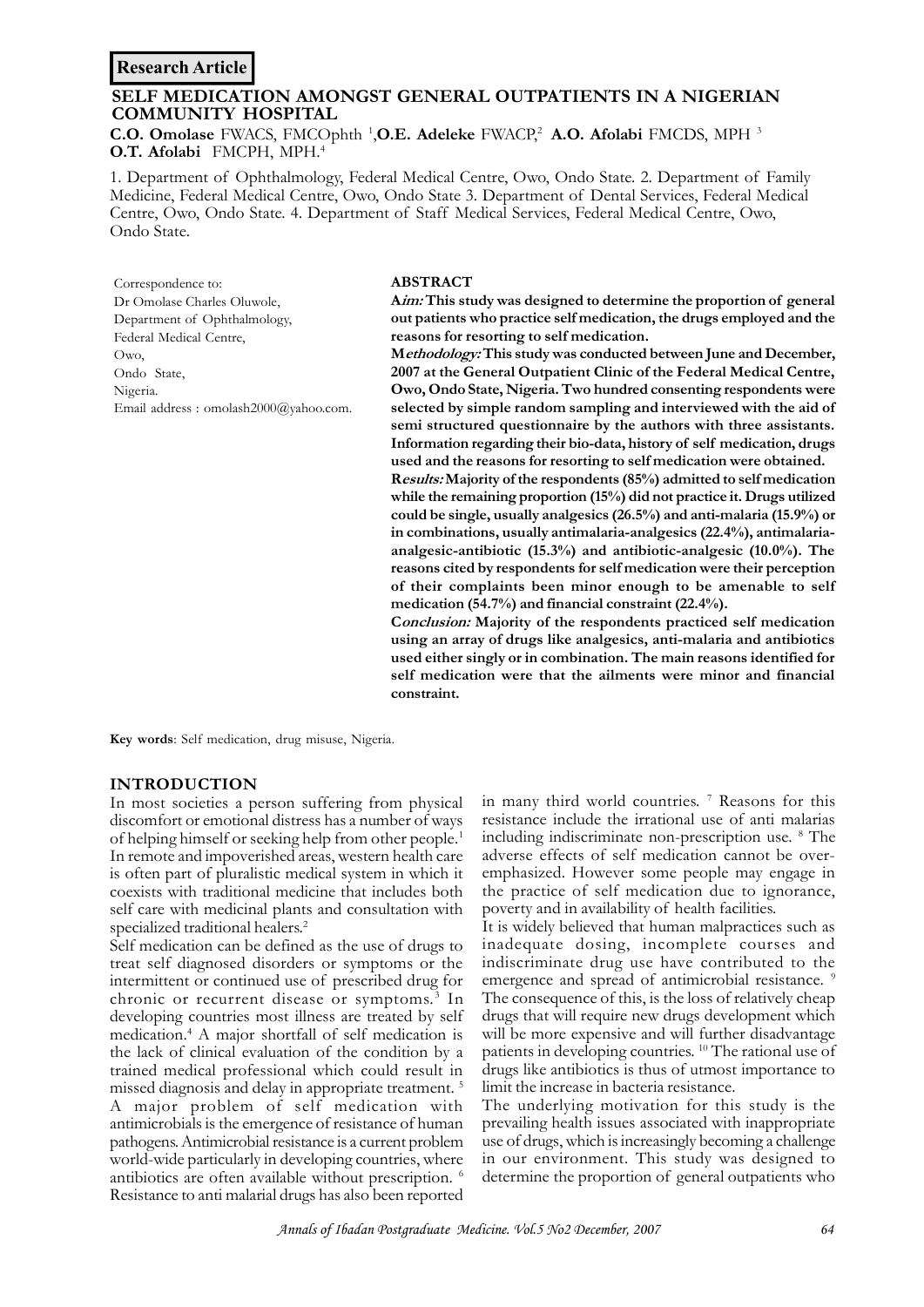**Research Article**

# SELF MEDICATION AMONGST GENERAL OUTPATIENTS IN A NIGERIAN COMMUNITY HOSPITAL

**C.O. Omolase** FWACS, FMCOphth [1], **O.E. Adeleke** FWACP,[2] **A.O. Afolabi** FMCDS, MPH [3] **O.T. Afolabi** FMCPH, MPH.[4]

1. Department of Ophthalmology, Federal Medical Centre, Owo, Ondo State. 2. Department of Family Medicine, Federal Medical Centre, Owo, Ondo State 3. Department of Dental Services, Federal Medical Centre, Owo, Ondo State. 4. Department of Staff Medical Services, Federal Medical Centre, Owo, Ondo State.

Correspondence to:
Dr Omolase Charles Oluwole,
Department of Ophthalmology,
Federal Medical Centre,
Owo,
Ondo State,
Nigeria.
Email address : omolash2000@yahoo.com.

## ABSTRACT

**A*im:* This study was designed to determine the proportion of general out patients who practice self medication, the drugs employed and the reasons for resorting to self medication.**

**M*ethodology:* This study was conducted between June and December, 2007 at the General Outpatient Clinic of the Federal Medical Centre, Owo, Ondo State, Nigeria. Two hundred consenting respondents were selected by simple random sampling and interviewed with the aid of semi structured questionnaire by the authors with three assistants. Information regarding their bio-data, history of self medication, drugs used and the reasons for resorting to self medication were obtained.**

**R*esults:* Majority of the respondents (85%) admitted to self medication while the remaining proportion (15%) did not practice it. Drugs utilized could be single, usually analgesics (26.5%) and anti-malaria (15.9%) or in combinations, usually antimalaria-analgesics (22.4%), antimalaria-analgesic-antibiotic (15.3%) and antibiotic-analgesic (10.0%). The reasons cited by respondents for self medication were their perception of their complaints been minor enough to be amenable to self medication (54.7%) and financial constraint (22.4%).**

**C*onclusion:* Majority of the respondents practiced self medication using an array of drugs like analgesics, anti-malaria and antibiotics used either singly or in combination. The main reasons identified for self medication were that the ailments were minor and financial constraint.**

**Key words**: Self medication, drug misuse, Nigeria.

## INTRODUCTION

In most societies a person suffering from physical discomfort or emotional distress has a number of ways of helping himself or seeking help from other people.[1] In remote and impoverished areas, western health care is often part of pluralistic medical system in which it coexists with traditional medicine that includes both self care with medicinal plants and consultation with specialized traditional healers.[2]

Self medication can be defined as the use of drugs to treat self diagnosed disorders or symptoms or the intermittent or continued use of prescribed drug for chronic or recurrent disease or symptoms.[3] In developing countries most illness are treated by self medication.[4] A major shortfall of self medication is the lack of clinical evaluation of the condition by a trained medical professional which could result in missed diagnosis and delay in appropriate treatment. [5] A major problem of self medication with antimicrobials is the emergence of resistance of human pathogens. Antimicrobial resistance is a current problem world-wide particularly in developing countries, where antibiotics are often available without prescription. [6] Resistance to anti malarial drugs has also been reported in many third world countries. [7] Reasons for this resistance include the irrational use of anti malarias including indiscriminate non-prescription use. [8] The adverse effects of self medication cannot be over-emphasized. However some people may engage in the practice of self medication due to ignorance, poverty and in availability of health facilities.

It is widely believed that human malpractices such as inadequate dosing, incomplete courses and indiscriminate drug use have contributed to the emergence and spread of antimicrobial resistance. [9] The consequence of this, is the loss of relatively cheap drugs that will require new drugs development which will be more expensive and will further disadvantage patients in developing countries. [10] The rational use of drugs like antibiotics is thus of utmost importance to limit the increase in bacteria resistance.

The underlying motivation for this study is the prevailing health issues associated with inappropriate use of drugs, which is increasingly becoming a challenge in our environment. This study was designed to determine the proportion of general outpatients who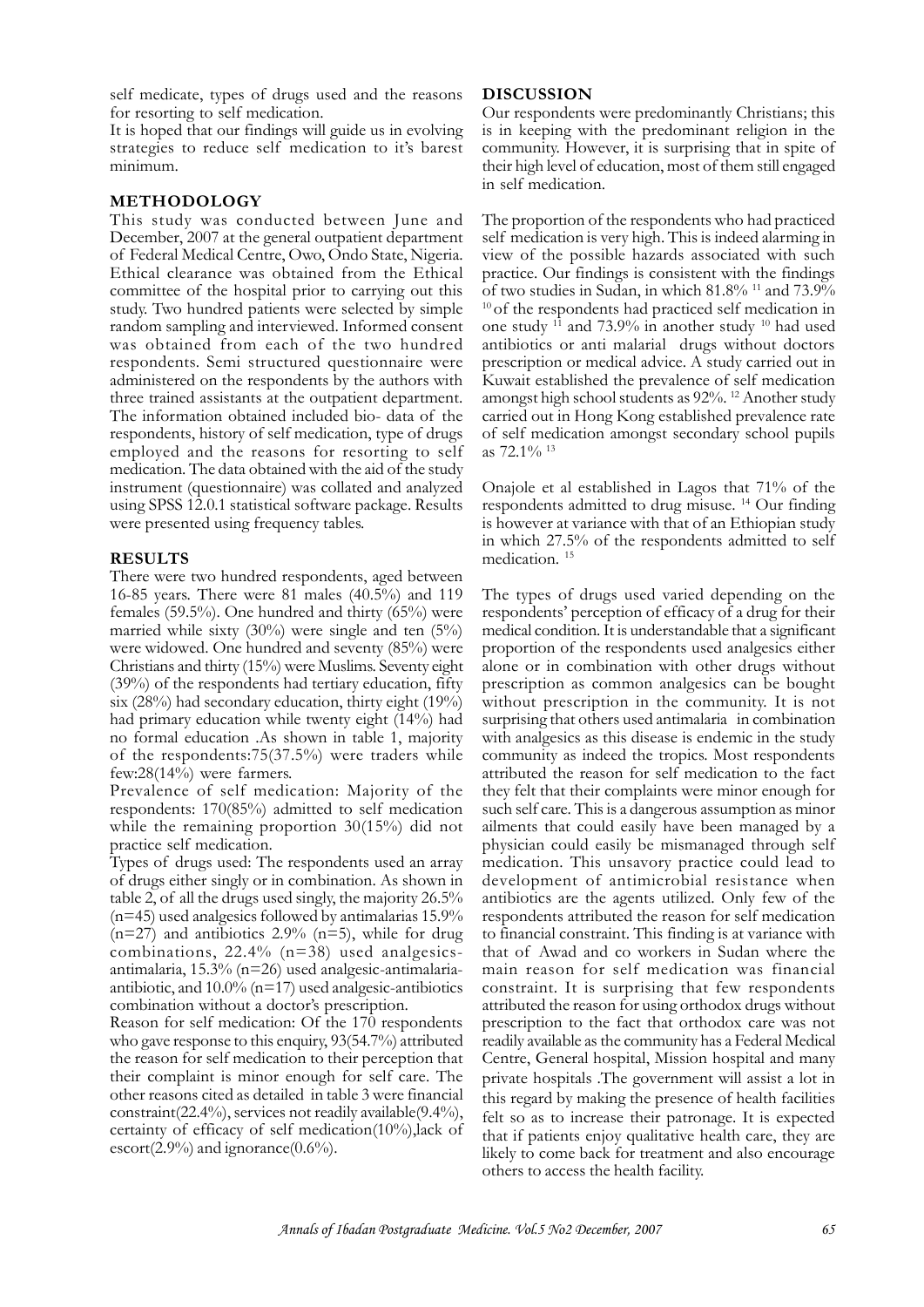self medicate, types of drugs used and the reasons for resorting to self medication.

It is hoped that our findings will guide us in evolving strategies to reduce self medication to it's barest minimum.

## METHODOLOGY

This study was conducted between June and December, 2007 at the general outpatient department of Federal Medical Centre, Owo, Ondo State, Nigeria. Ethical clearance was obtained from the Ethical committee of the hospital prior to carrying out this study. Two hundred patients were selected by simple random sampling and interviewed. Informed consent was obtained from each of the two hundred respondents. Semi structured questionnaire were administered on the respondents by the authors with three trained assistants at the outpatient department. The information obtained included bio- data of the respondents, history of self medication, type of drugs employed and the reasons for resorting to self medication. The data obtained with the aid of the study instrument (questionnaire) was collated and analyzed using SPSS 12.0.1 statistical software package. Results were presented using frequency tables.

## RESULTS

There were two hundred respondents, aged between 16-85 years. There were 81 males (40.5%) and 119 females (59.5%). One hundred and thirty (65%) were married while sixty (30%) were single and ten (5%) were widowed. One hundred and seventy (85%) were Christians and thirty (15%) were Muslims. Seventy eight (39%) of the respondents had tertiary education, fifty six (28%) had secondary education, thirty eight (19%) had primary education while twenty eight (14%) had no formal education .As shown in table 1, majority of the respondents:75(37.5%) were traders while few:28(14%) were farmers.

Prevalence of self medication: Majority of the respondents: 170(85%) admitted to self medication while the remaining proportion 30(15%) did not practice self medication.

Types of drugs used: The respondents used an array of drugs either singly or in combination. As shown in table 2, of all the drugs used singly, the majority 26.5% (n=45) used analgesics followed by antimalarias 15.9% (n=27) and antibiotics 2.9% (n=5), while for drug combinations, 22.4% (n=38) used analgesics-antimalaria, 15.3% (n=26) used analgesic-antimalaria-antibiotic, and 10.0% (n=17) used analgesic-antibiotics combination without a doctor's prescription.

Reason for self medication: Of the 170 respondents who gave response to this enquiry, 93(54.7%) attributed the reason for self medication to their perception that their complaint is minor enough for self care. The other reasons cited as detailed in table 3 were financial constraint(22.4%), services not readily available(9.4%), certainty of efficacy of self medication(10%),lack of escort(2.9%) and ignorance(0.6%).

## DISCUSSION

Our respondents were predominantly Christians; this is in keeping with the predominant religion in the community. However, it is surprising that in spite of their high level of education, most of them still engaged in self medication.

The proportion of the respondents who had practiced self medication is very high. This is indeed alarming in view of the possible hazards associated with such practice. Our findings is consistent with the findings of two studies in Sudan, in which 81.8% [11] and 73.9% [10] of the respondents had practiced self medication in one study [11] and 73.9% in another study [10] had used antibiotics or anti malarial drugs without doctors prescription or medical advice. A study carried out in Kuwait established the prevalence of self medication amongst high school students as 92%. [12] Another study carried out in Hong Kong established prevalence rate of self medication amongst secondary school pupils as 72.1% [13]

Onajole et al established in Lagos that 71% of the respondents admitted to drug misuse. [14] Our finding is however at variance with that of an Ethiopian study in which 27.5% of the respondents admitted to self medication. [15]

The types of drugs used varied depending on the respondents' perception of efficacy of a drug for their medical condition. It is understandable that a significant proportion of the respondents used analgesics either alone or in combination with other drugs without prescription as common analgesics can be bought without prescription in the community. It is not surprising that others used antimalaria in combination with analgesics as this disease is endemic in the study community as indeed the tropics. Most respondents attributed the reason for self medication to the fact they felt that their complaints were minor enough for such self care. This is a dangerous assumption as minor ailments that could easily have been managed by a physician could easily be mismanaged through self medication. This unsavory practice could lead to development of antimicrobial resistance when antibiotics are the agents utilized. Only few of the respondents attributed the reason for self medication to financial constraint. This finding is at variance with that of Awad and co workers in Sudan where the main reason for self medication was financial constraint. It is surprising that few respondents attributed the reason for using orthodox drugs without prescription to the fact that orthodox care was not readily available as the community has a Federal Medical Centre, General hospital, Mission hospital and many private hospitals .The government will assist a lot in this regard by making the presence of health facilities felt so as to increase their patronage. It is expected that if patients enjoy qualitative health care, they are likely to come back for treatment and also encourage others to access the health facility.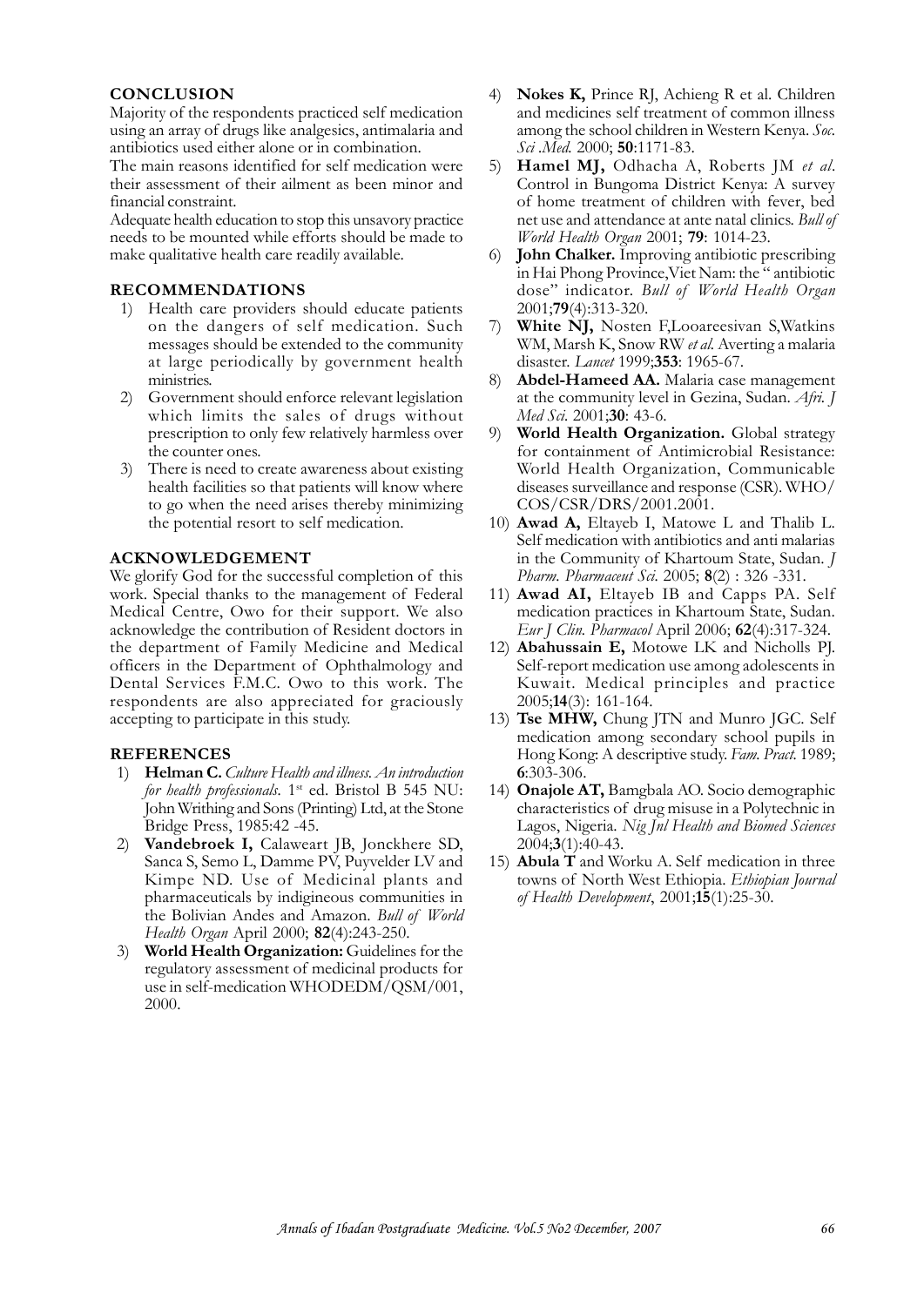## CONCLUSION

Majority of the respondents practiced self medication using an array of drugs like analgesics, antimalaria and antibiotics used either alone or in combination.

The main reasons identified for self medication were their assessment of their ailment as been minor and financial constraint.

Adequate health education to stop this unsavory practice needs to be mounted while efforts should be made to make qualitative health care readily available.

## RECOMMENDATIONS

1) Health care providers should educate patients on the dangers of self medication. Such messages should be extended to the community at large periodically by government health ministries.
2) Government should enforce relevant legislation which limits the sales of drugs without prescription to only few relatively harmless over the counter ones.
3) There is need to create awareness about existing health facilities so that patients will know where to go when the need arises thereby minimizing the potential resort to self medication.

## ACKNOWLEDGEMENT

We glorify God for the successful completion of this work. Special thanks to the management of Federal Medical Centre, Owo for their support. We also acknowledge the contribution of Resident doctors in the department of Family Medicine and Medical officers in the Department of Ophthalmology and Dental Services F.M.C. Owo to this work. The respondents are also appreciated for graciously accepting to participate in this study.

## REFERENCES

1) **Helman C.** *Culture Health and illness. An introduction for health professionals*. 1st ed. Bristol B 545 NU: John Writhing and Sons (Printing) Ltd, at the Stone Bridge Press, 1985:42 -45.
2) **Vandebroek I,** Calaweart JB, Jonckhere SD, Sanca S, Semo L, Damme PV, Puyvelder LV and Kimpe ND. Use of Medicinal plants and pharmaceuticals by indigineous communities in the Bolivian Andes and Amazon. *Bull of World Health Organ* April 2000; **82**(4):243-250.
3) **World Health Organization:** Guidelines for the regulatory assessment of medicinal products for use in self-medication WHODEDM/QSM/001, 2000.
4) **Nokes K,** Prince RJ, Achieng R et al. Children and medicines self treatment of common illness among the school children in Western Kenya. *Soc. Sci .Med.* 2000; **50**:1171-83.
5) **Hamel MJ,** Odhacha A, Roberts JM *et al*. Control in Bungoma District Kenya: A survey of home treatment of children with fever, bed net use and attendance at ante natal clinics. *Bull of World Health Organ* 2001; **79**: 1014-23.
6) **John Chalker.** Improving antibiotic prescribing in Hai Phong Province,Viet Nam: the " antibiotic dose" indicator. *Bull of World Health Organ* 2001;**79**(4):313-320.
7) **White NJ,** Nosten F,Looareesivan S,Watkins WM, Marsh K, Snow RW *et al.* Averting a malaria disaster. *Lancet* 1999;**353**: 1965-67.
8) **Abdel-Hameed AA.** Malaria case management at the community level in Gezina, Sudan. *Afri. J Med Sci.* 2001;**30**: 43-6.
9) **World Health Organization.** Global strategy for containment of Antimicrobial Resistance: World Health Organization, Communicable diseases surveillance and response (CSR). WHO/COS/CSR/DRS/2001.2001.
10) **Awad A,** Eltayeb I, Matowe L and Thalib L. Self medication with antibiotics and anti malarias in the Community of Khartoum State, Sudan. *J Pharm. Pharmaceut Sci.* 2005; **8**(2) : 326 -331.
11) **Awad AI,** Eltayeb IB and Capps PA. Self medication practices in Khartoum State, Sudan. *Eur J Clin. Pharmacol* April 2006; **62**(4):317-324.
12) **Abahussain E,** Motowe LK and Nicholls PJ. Self-report medication use among adolescents in Kuwait. Medical principles and practice 2005;**14**(3): 161-164.
13) **Tse MHW,** Chung JTN and Munro JGC. Self medication among secondary school pupils in Hong Kong: A descriptive study. *Fam. Pract.* 1989; **6**:303-306.
14) **Onajole AT,** Bamgbala AO. Socio demographic characteristics of drug misuse in a Polytechnic in Lagos, Nigeria. *Nig Jnl Health and Biomed Sciences* 2004;**3**(1):40-43.
15) **Abula T** and Worku A. Self medication in three towns of North West Ethiopia. *Ethiopian Journal of Health Development*, 2001;**15**(1):25-30.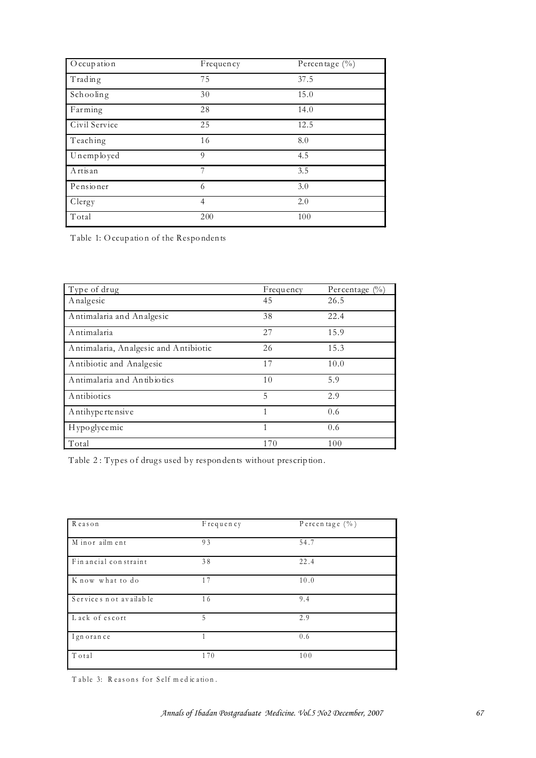| Occupation | Frequency | Percentage (%) |
|---|---|---|
| Trading | 75 | 37.5 |
| Schooling | 30 | 15.0 |
| Farming | 28 | 14.0 |
| Civil Service | 25 | 12.5 |
| Teaching | 16 | 8.0 |
| Unemployed | 9 | 4.5 |
| Artisan | 7 | 3.5 |
| Pensioner | 6 | 3.0 |
| Clergy | 4 | 2.0 |
| Total | 200 | 100 |

Table 1: Occupation of the Respondents

| Type of drug | Frequency | Percentage (%) |
|---|---|---|
| Analgesic | 45 | 26.5 |
| Antimalaria and Analgesic | 38 | 22.4 |
| Antimalaria | 27 | 15.9 |
| Antimalaria, Analgesic and Antibiotic | 26 | 15.3 |
| Antibiotic and Analgesic | 17 | 10.0 |
| Antimalaria and Antibiotics | 10 | 5.9 |
| Antibiotics | 5 | 2.9 |
| Antihypertensive | 1 | 0.6 |
| Hypoglycemic | 1 | 0.6 |
| Total | 170 | 100 |

Table 2 : Types of drugs used by respondents without prescription.

| Reason | Frequency | Percentage (%) |
|---|---|---|
| Minor ailment | 93 | 54.7 |
| Financial constraint | 38 | 22.4 |
| Know what to do | 17 | 10.0 |
| Services not available | 16 | 9.4 |
| Lack of escort | 5 | 2.9 |
| Ignorance | 1 | 0.6 |
| Total | 170 | 100 |

Table 3: Reasons for Self medication.